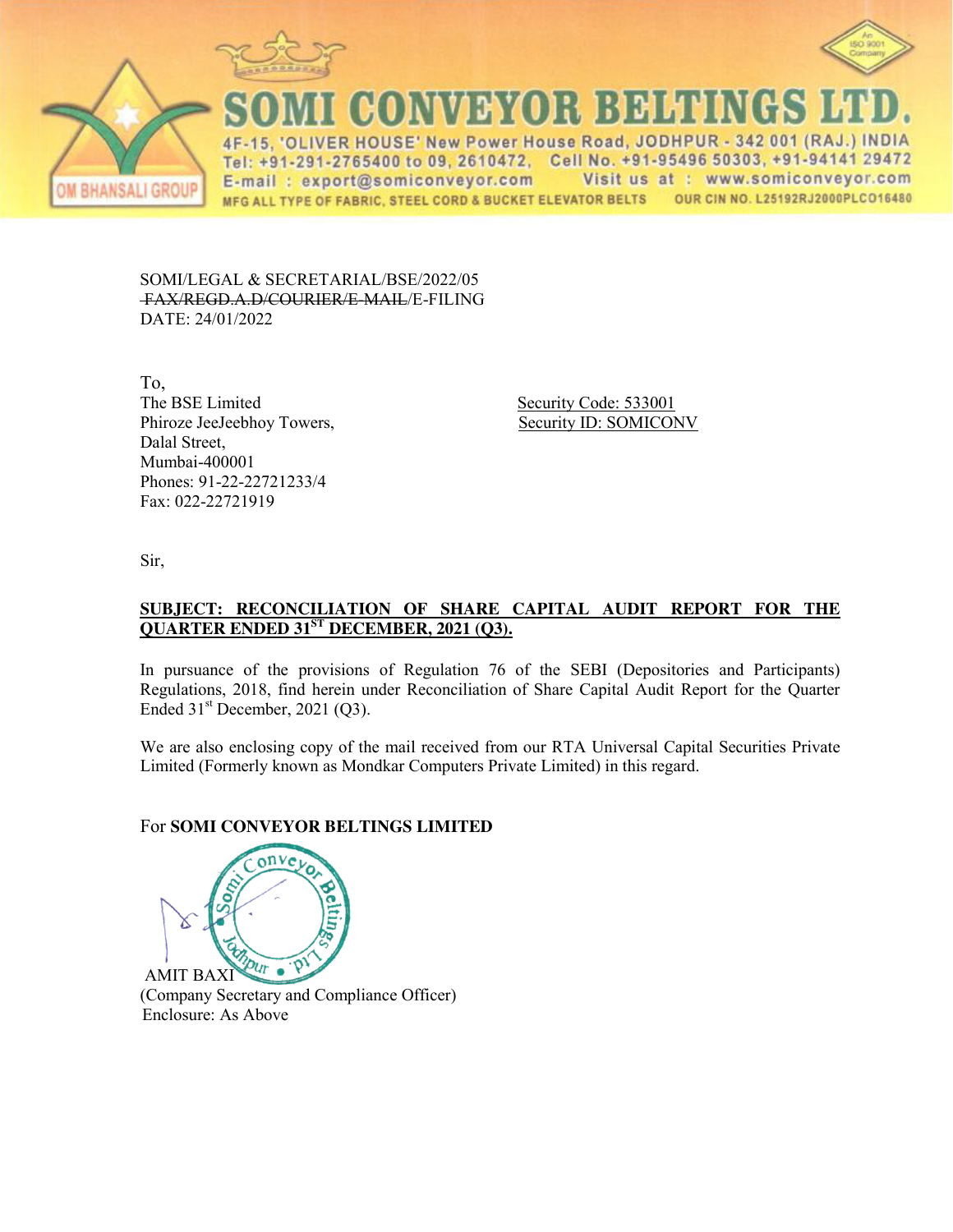# SOMI CONVEYOR BELTINGS LTD.

4F-15, 'OLIVER HOUSE' New Power House Road, JODHPUR - 342 001 (RAJ.) INDIA
Tel: +91-291-2765400 to 09, 2610472, Cell No. +91-95496 50303, +91-94141 29472
E-mail : export@somiconveyor.com Visit us at : www.somiconveyor.com
MFG ALL TYPE OF FABRIC, STEEL CORD & BUCKET ELEVATOR BELTS OUR CIN NO. L25192RJ2000PLC016480

OM BHANSALI GROUP

SOMI/LEGAL & SECRETARIAL/BSE/2022/05
~~FAX/REGD.A.D/COURIER/E-MAIL~~/E-FILING
DATE: 24/01/2022

To,
The BSE Limited
Phiroze JeeJeebhoy Towers,
Dalal Street,
Mumbai-400001
Phones: 91-22-22721233/4
Fax: 022-22721919

Security Code: 533001
Security ID: SOMICONV

Sir,

**SUBJECT: RECONCILIATION OF SHARE CAPITAL AUDIT REPORT FOR THE QUARTER ENDED 31ST DECEMBER, 2021 (Q3).**

In pursuance of the provisions of Regulation 76 of the SEBI (Depositories and Participants) Regulations, 2018, find herein under Reconciliation of Share Capital Audit Report for the Quarter Ended 31st December, 2021 (Q3).

We are also enclosing copy of the mail received from our RTA Universal Capital Securities Private Limited (Formerly known as Mondkar Computers Private Limited) in this regard.

For **SOMI CONVEYOR BELTINGS LIMITED**

AMIT BAXI
(Company Secretary and Compliance Officer)
Enclosure: As Above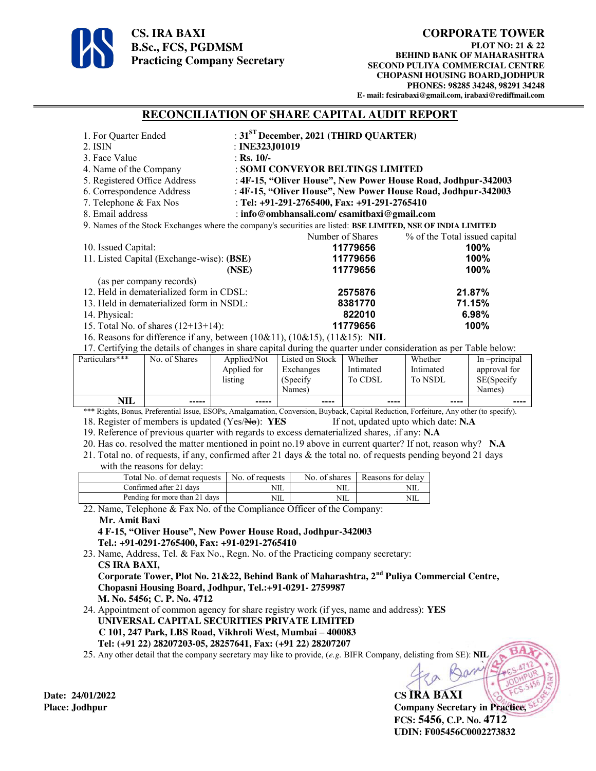**CS. IRA BAXI**
**B.Sc., FCS, PGDMSM**
**Practicing Company Secretary**

**CORPORATE TOWER**
**PLOT NO: 21 & 22**
**BEHIND BANK OF MAHARASHTRA**
**SECOND PULIYA COMMERCIAL CENTRE**
**CHOPASNI HOUSING BOARD,JODHPUR**
**PHONES: 98285 34248, 98291 34248**
**E- mail: fcsirabaxi@gmail.com, irabaxi@rediffmail.com**

## RECONCILIATION OF SHARE CAPITAL AUDIT REPORT

1. For Quarter Ended : **31ST December, 2021 (THIRD QUARTER)**
2. ISIN : **INE323J01019**
3. Face Value : **Rs. 10/-**
4. Name of the Company : **SOMI CONVEYOR BELTINGS LIMITED**
5. Registered Office Address : **4F-15, "Oliver House", New Power House Road, Jodhpur-342003**
6. Correspondence Address : **4F-15, "Oliver House", New Power House Road, Jodhpur-342003**
7. Telephone & Fax Nos : **Tel: +91-291-2765400, Fax: +91-291-2765410**
8. Email address : **info@ombhansali.com/ csamitbaxi@gmail.com**
9. Names of the Stock Exchanges where the company's securities are listed: **BSE LIMITED, NSE OF INDIA LIMITED**

| | Number of Shares | % of the Total issued capital |
|---|---|---|
| 10. Issued Capital: | **11779656** | **100%** |
| 11. Listed Capital (Exchange-wise): **(BSE)** | **11779656** | **100%** |
| **(NSE)** | **11779656** | **100%** |
| (as per company records) | | |
| 12. Held in dematerialized form in CDSL: | **2575876** | **21.87%** |
| 13. Held in dematerialized form in NSDL: | **8381770** | **71.15%** |
| 14. Physical: | **822010** | **6.98%** |
| 15. Total No. of shares (12+13+14): | **11779656** | **100%** |

16. Reasons for difference if any, between (10&11), (10&15), (11&15): **NIL**
17. Certifying the details of changes in share capital during the quarter under consideration as per Table below:

| Particulars*** | No. of Shares | Applied/Not Applied for listing | Listed on Stock Exchanges (Specify Names) | Whether Intimated To CDSL | Whether Intimated To NSDL | In –principal approval for SE(Specify Names) |
|---|---|---|---|---|---|---|
| **NIL** | ----- | ----- | ---- | ---- | ---- | ---- |

*** Rights, Bonus, Preferential Issue, ESOPs, Amalgamation, Conversion, Buyback, Capital Reduction, Forfeiture, Any other (to specify).

18. Register of members is updated (Yes/~~No~~): **YES** If not, updated upto which date: **N.A**
19. Reference of previous quarter with regards to excess dematerialized shares, .if any: **N.A**
20. Has co. resolved the matter mentioned in point no.19 above in current quarter? If not, reason why? **N.A**
21. Total no. of requests, if any, confirmed after 21 days & the total no. of requests pending beyond 21 days with the reasons for delay:

| Total No. of demat requests | No. of requests | No. of shares | Reasons for delay |
|---|---|---|---|
| Confirmed after 21 days | NIL | NIL | NIL |
| Pending for more than 21 days | NIL | NIL | NIL |

22. Name, Telephone & Fax No. of the Compliance Officer of the Company:
**Mr. Amit Baxi**
**4 F-15, "Oliver House", New Power House Road, Jodhpur-342003**
**Tel.: +91-0291-2765400, Fax: +91-0291-2765410**
23. Name, Address, Tel. & Fax No., Regn. No. of the Practicing company secretary:
**CS IRA BAXI,**
**Corporate Tower, Plot No. 21&22, Behind Bank of Maharashtra, 2nd Puliya Commercial Centre, Chopasni Housing Board, Jodhpur, Tel.:+91-0291- 2759987**
**M. No. 5456; C. P. No. 4712**
24. Appointment of common agency for share registry work (if yes, name and address): **YES**
**UNIVERSAL CAPITAL SECURITIES PRIVATE LIMITED**
**C 101, 247 Park, LBS Road, Vikhroli West, Mumbai – 400083**
**Tel: (+91 22) 28207203-05, 28257641, Fax: (+91 22) 28207207**
25. Any other detail that the company secretary may like to provide, (*e.g.* BIFR Company, delisting from SE): **NIL**

**Date: 24/01/2022**
**Place: Jodhpur**

**CS IRA BAXI**
**Company Secretary in Practice,**
**FCS: 5456, C.P. No. 4712**
**UDIN: F005456C0002273832**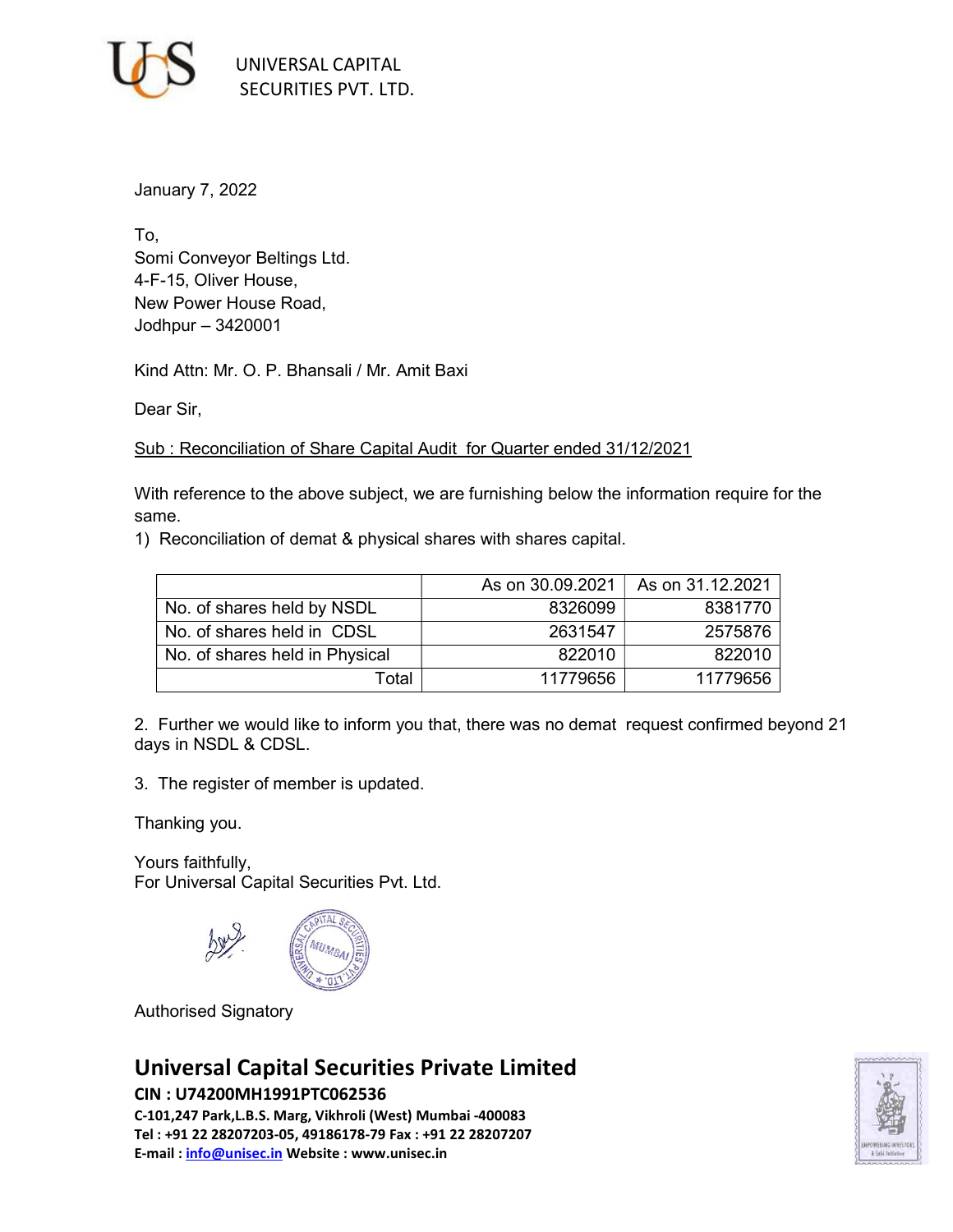UNIVERSAL CAPITAL SECURITIES PVT. LTD.

January 7, 2022

To,
Somi Conveyor Beltings Ltd.
4-F-15, Oliver House,
New Power House Road,
Jodhpur – 3420001

Kind Attn: Mr. O. P. Bhansali / Mr. Amit Baxi

Dear Sir,

Sub : Reconciliation of Share Capital Audit for Quarter ended 31/12/2021

With reference to the above subject, we are furnishing below the information require for the same.

1) Reconciliation of demat & physical shares with shares capital.

| | As on 30.09.2021 | As on 31.12.2021 |
|---|---|---|
| No. of shares held by NSDL | 8326099 | 8381770 |
| No. of shares held in CDSL | 2631547 | 2575876 |
| No. of shares held in Physical | 822010 | 822010 |
| Total | 11779656 | 11779656 |

2. Further we would like to inform you that, there was no demat request confirmed beyond 21 days in NSDL & CDSL.

3. The register of member is updated.

Thanking you.

Yours faithfully,
For Universal Capital Securities Pvt. Ltd.

Authorised Signatory

**Universal Capital Securities Private Limited**
**CIN : U74200MH1991PTC062536**
**C-101,247 Park,L.B.S. Marg, Vikhroli (West) Mumbai -400083**
**Tel : +91 22 28207203-05, 49186178-79 Fax : +91 22 28207207**
**E-mail : info@unisec.in Website : www.unisec.in**